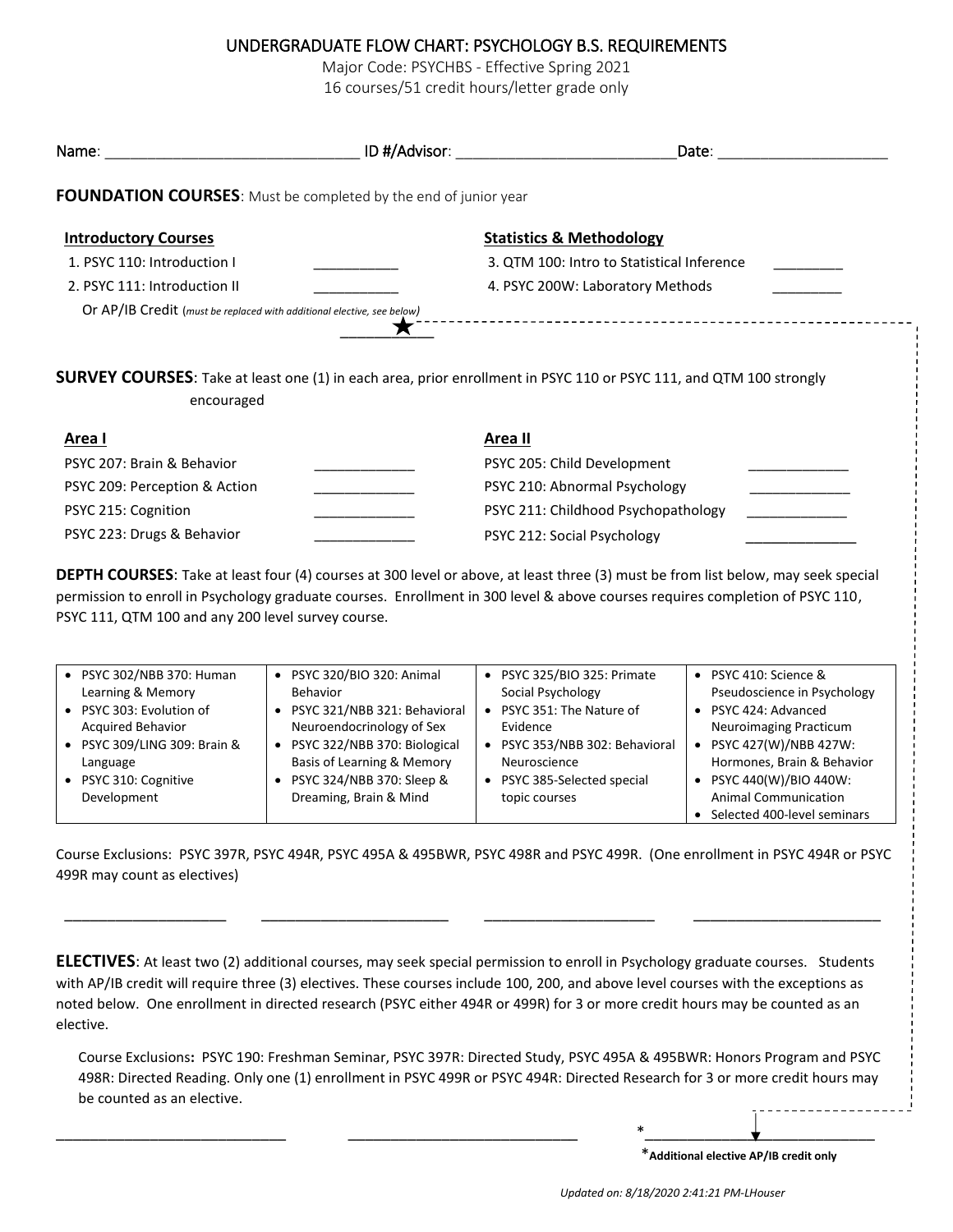# UNDERGRADUATE FLOW CHART: PSYCHOLOGY B.S. REQUIREMENTS

Major Code: PSYCHBS - Effective Spring 2021
16 courses/51 credit hours/letter grade only

Name: ______________________________ ID #/Advisor: __________________________Date: ____________________

**FOUNDATION COURSES**: Must be completed by the end of junior year

**Introductory Courses**

1. PSYC 110: Introduction I ___________
2. PSYC 111: Introduction II ___________

Or AP/IB Credit (*must be replaced with additional elective, see below*) ★___________

**Statistics & Methodology**

3. QTM 100: Intro to Statistical Inference _________
4. PSYC 200W: Laboratory Methods _________

**SURVEY COURSES**: Take at least one (1) in each area, prior enrollment in PSYC 110 or PSYC 111, and QTM 100 strongly encouraged

**Area I**

- PSYC 207: Brain & Behavior _____________
- PSYC 209: Perception & Action _____________
- PSYC 215: Cognition _____________
- PSYC 223: Drugs & Behavior _____________

**Area II**

- PSYC 205: Child Development _____________
- PSYC 210: Abnormal Psychology _____________
- PSYC 211: Childhood Psychopathology _____________
- PSYC 212: Social Psychology ______________

**DEPTH COURSES**: Take at least four (4) courses at 300 level or above, at least three (3) must be from list below, may seek special permission to enroll in Psychology graduate courses. Enrollment in 300 level & above courses requires completion of PSYC 110, PSYC 111, QTM 100 and any 200 level survey course.

| | | | |
|---|---|---|---|
| • PSYC 302/NBB 370: Human Learning & Memory<br>• PSYC 303: Evolution of Acquired Behavior<br>• PSYC 309/LING 309: Brain & Language<br>• PSYC 310: Cognitive Development | • PSYC 320/BIO 320: Animal Behavior<br>• PSYC 321/NBB 321: Behavioral Neuroendocrinology of Sex<br>• PSYC 322/NBB 370: Biological Basis of Learning & Memory<br>• PSYC 324/NBB 370: Sleep & Dreaming, Brain & Mind | • PSYC 325/BIO 325: Primate Social Psychology<br>• PSYC 351: The Nature of Evidence<br>• PSYC 353/NBB 302: Behavioral Neuroscience<br>• PSYC 385-Selected special topic courses | • PSYC 410: Science & Pseudoscience in Psychology<br>• PSYC 424: Advanced Neuroimaging Practicum<br>• PSYC 427(W)/NBB 427W: Hormones, Brain & Behavior<br>• PSYC 440(W)/BIO 440W: Animal Communication<br>• Selected 400-level seminars |

Course Exclusions: PSYC 397R, PSYC 494R, PSYC 495A & 495BWR, PSYC 498R and PSYC 499R. (One enrollment in PSYC 494R or PSYC 499R may count as electives)

____________________ ______________________ _____________________ ________________________

**ELECTIVES**: At least two (2) additional courses, may seek special permission to enroll in Psychology graduate courses. Students with AP/IB credit will require three (3) electives. These courses include 100, 200, and above level courses with the exceptions as noted below. One enrollment in directed research (PSYC either 494R or 499R) for 3 or more credit hours may be counted as an elective.

Course Exclusions**:** PSYC 190: Freshman Seminar, PSYC 397R: Directed Study, PSYC 495A & 495BWR: Honors Program and PSYC 498R: Directed Reading. Only one (1) enrollment in PSYC 499R or PSYC 494R: Directed Research for 3 or more credit hours may be counted as an elective.

____________________________ ____________________________ *____________________________

***Additional elective AP/IB credit only**

*Updated on: 8/18/2020 2:41:21 PM-LHouser*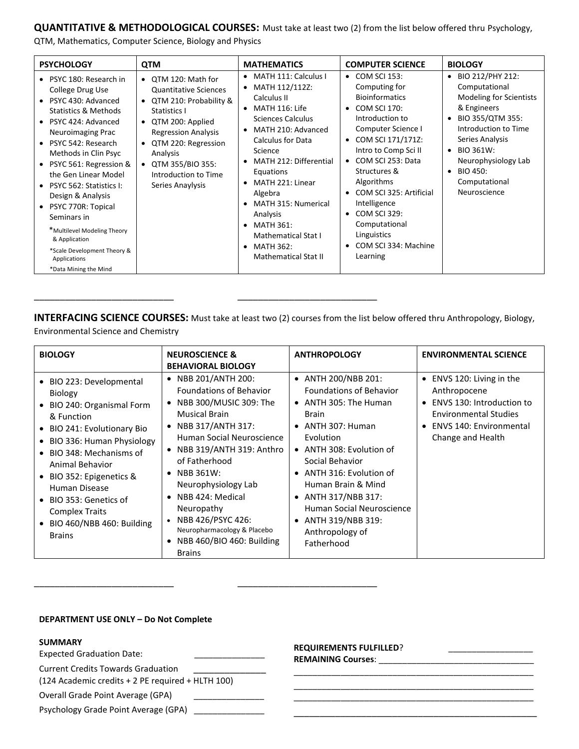**QUANTITATIVE & METHODOLOGICAL COURSES:** Must take at least two (2) from the list below offered thru Psychology, QTM, Mathematics, Computer Science, Biology and Physics

| PSYCHOLOGY | QTM | MATHEMATICS | COMPUTER SCIENCE | BIOLOGY |
|---|---|---|---|---|
| • PSYC 180: Research in College Drug Use<br>• PSYC 430: Advanced Statistics & Methods<br>• PSYC 424: Advanced Neuroimaging Prac<br>• PSYC 542: Research Methods in Clin Psyc<br>• PSYC 561: Regression & the Gen Linear Model<br>• PSYC 562: Statistics I: Design & Analysis<br>• PSYC 770R: Topical Seminars in<br>*Multilevel Modeling Theory & Application<br>*Scale Development Theory & Applications<br>*Data Mining the Mind | • QTM 120: Math for Quantitative Sciences<br>• QTM 210: Probability & Statistics I<br>• QTM 200: Applied Regression Analysis<br>• QTM 220: Regression Analysis<br>• QTM 355/BIO 355: Introduction to Time Series Anaylysis | • MATH 111: Calculus I<br>• MATH 112/112Z: Calculus II<br>• MATH 116: Life Sciences Calculus<br>• MATH 210: Advanced Calculus for Data Science<br>• MATH 212: Differential Equations<br>• MATH 221: Linear Algebra<br>• MATH 315: Numerical Analysis<br>• MATH 361: Mathematical Stat I<br>• MATH 362: Mathematical Stat II | • COM SCI 153: Computing for Bioinformatics<br>• COM SCI 170: Introduction to Computer Science I<br>• COM SCI 171/171Z: Intro to Comp Sci II<br>• COM SCI 253: Data Structures & Algorithms<br>• COM SCI 325: Artificial Intelligence<br>• COM SCI 329: Computational Linguistics<br>• COM SCI 334: Machine Learning | • BIO 212/PHY 212: Computational Modeling for Scientists & Engineers<br>• BIO 355/QTM 355: Introduction to Time Series Analysis<br>• BIO 361W: Neurophysiology Lab<br>• BIO 450: Computational Neuroscience |

_____________________________ _____________________________

**INTERFACING SCIENCE COURSES:** Must take at least two (2) courses from the list below offered thru Anthropology, Biology, Environmental Science and Chemistry

| BIOLOGY | NEUROSCIENCE & BEHAVIORAL BIOLOGY | ANTHROPOLOGY | ENVIRONMENTAL SCIENCE |
|---|---|---|---|
| • BIO 223: Developmental Biology<br>• BIO 240: Organismal Form & Function<br>• BIO 241: Evolutionary Bio<br>• BIO 336: Human Physiology<br>• BIO 348: Mechanisms of Animal Behavior<br>• BIO 352: Epigenetics & Human Disease<br>• BIO 353: Genetics of Complex Traits<br>• BIO 460/NBB 460: Building Brains | • NBB 201/ANTH 200: Foundations of Behavior<br>• NBB 300/MUSIC 309: The Musical Brain<br>• NBB 317/ANTH 317: Human Social Neuroscience<br>• NBB 319/ANTH 319: Anthro of Fatherhood<br>• NBB 361W: Neurophysiology Lab<br>• NBB 424: Medical Neuropathy<br>• NBB 426/PSYC 426: Neuropharmacology & Placebo<br>• NBB 460/BIO 460: Building Brains | • ANTH 200/NBB 201: Foundations of Behavior<br>• ANTH 305: The Human Brain<br>• ANTH 307: Human Evolution<br>• ANTH 308: Evolution of Social Behavior<br>• ANTH 316: Evolution of Human Brain & Mind<br>• ANTH 317/NBB 317: Human Social Neuroscience<br>• ANTH 319/NBB 319: Anthropology of Fatherhood | • ENVS 120: Living in the Anthropocene<br>• ENVS 130: Introduction to Environmental Studies<br>• ENVS 140: Environmental Change and Health |

_____________________________ _____________________________

**DEPARTMENT USE ONLY – Do Not Complete**

**SUMMARY**

Expected Graduation Date: _______________

Current Credits Towards Graduation _______________
(124 Academic credits + 2 PE required + HLTH 100)

Overall Grade Point Average (GPA) _______________

Psychology Grade Point Average (GPA) _______________

**REQUIREMENTS FULFILLED**? __________________

**REMAINING Courses**: _________________________________

_____________________________________________________

_____________________________________________________

_____________________________________________________

_____________________________________________________